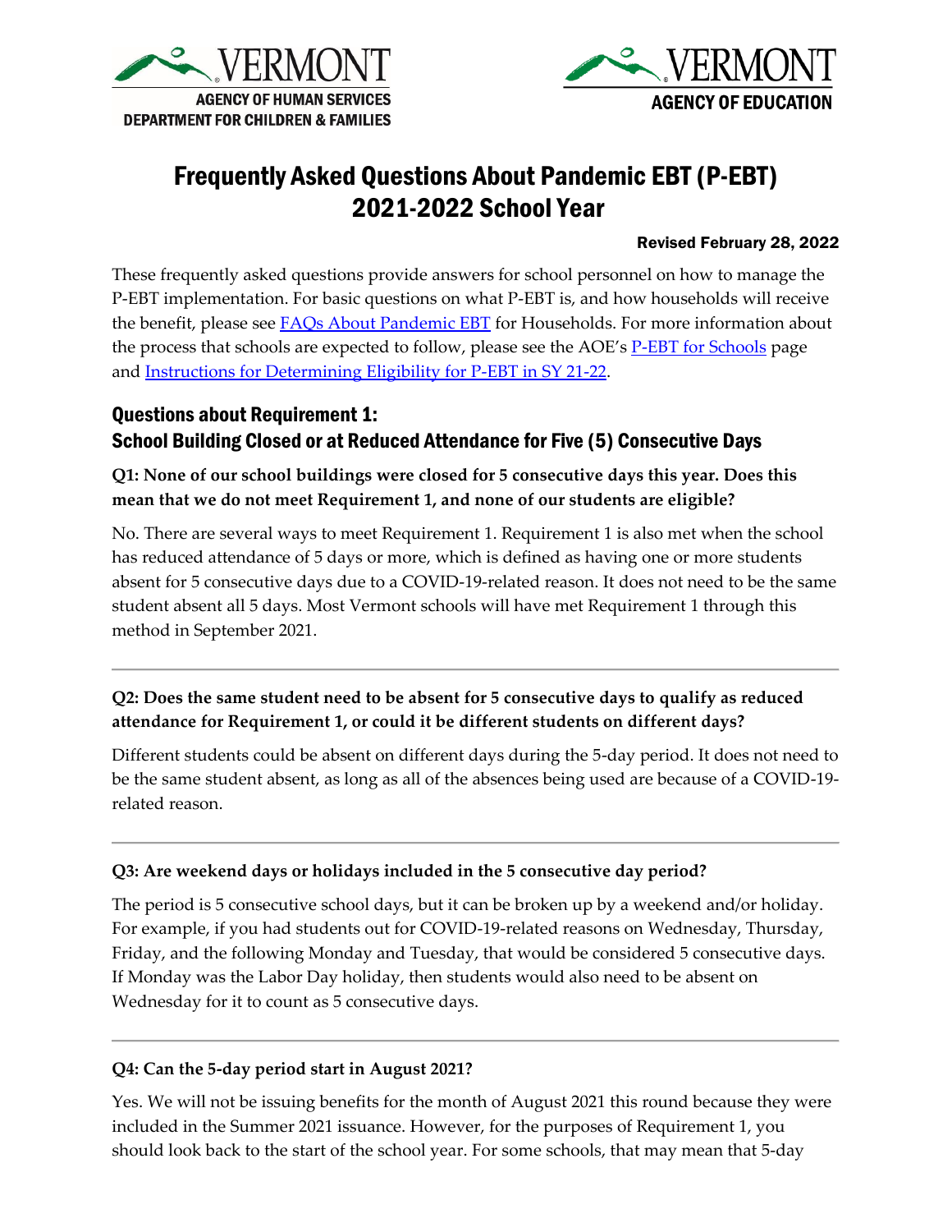VERMONT
AGENCY OF HUMAN SERVICES
DEPARTMENT FOR CHILDREN & FAMILIES

VERMONT
AGENCY OF EDUCATION

# Frequently Asked Questions About Pandemic EBT (P-EBT) 2021-2022 School Year

**Revised February 28, 2022**

These frequently asked questions provide answers for school personnel on how to manage the P-EBT implementation. For basic questions on what P-EBT is, and how households will receive the benefit, please see [FAQs About Pandemic EBT]() for Households. For more information about the process that schools are expected to follow, please see the AOE's [P-EBT for Schools]() page and [Instructions for Determining Eligibility for P-EBT in SY 21-22]().

## Questions about Requirement 1: School Building Closed or at Reduced Attendance for Five (5) Consecutive Days

**Q1: None of our school buildings were closed for 5 consecutive days this year. Does this mean that we do not meet Requirement 1, and none of our students are eligible?**

No. There are several ways to meet Requirement 1. Requirement 1 is also met when the school has reduced attendance of 5 days or more, which is defined as having one or more students absent for 5 consecutive days due to a COVID-19-related reason. It does not need to be the same student absent all 5 days. Most Vermont schools will have met Requirement 1 through this method in September 2021.

---

**Q2: Does the same student need to be absent for 5 consecutive days to qualify as reduced attendance for Requirement 1, or could it be different students on different days?**

Different students could be absent on different days during the 5-day period. It does not need to be the same student absent, as long as all of the absences being used are because of a COVID-19-related reason.

---

**Q3: Are weekend days or holidays included in the 5 consecutive day period?**

The period is 5 consecutive school days, but it can be broken up by a weekend and/or holiday. For example, if you had students out for COVID-19-related reasons on Wednesday, Thursday, Friday, and the following Monday and Tuesday, that would be considered 5 consecutive days. If Monday was the Labor Day holiday, then students would also need to be absent on Wednesday for it to count as 5 consecutive days.

---

**Q4: Can the 5-day period start in August 2021?**

Yes. We will not be issuing benefits for the month of August 2021 this round because they were included in the Summer 2021 issuance. However, for the purposes of Requirement 1, you should look back to the start of the school year. For some schools, that may mean that 5-day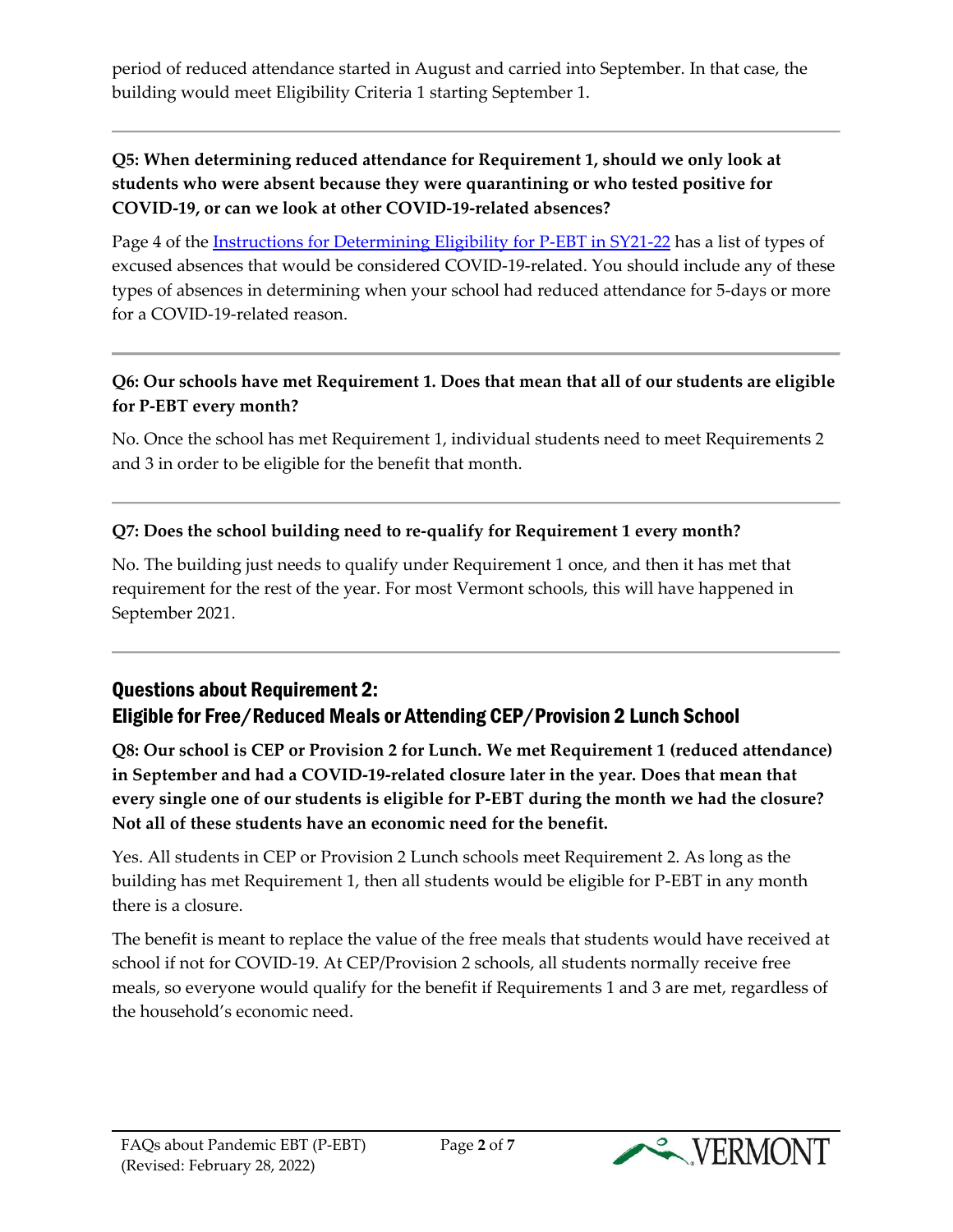period of reduced attendance started in August and carried into September. In that case, the building would meet Eligibility Criteria 1 starting September 1.

---

**Q5: When determining reduced attendance for Requirement 1, should we only look at students who were absent because they were quarantining or who tested positive for COVID-19, or can we look at other COVID-19-related absences?**

Page 4 of the [Instructions for Determining Eligibility for P-EBT in SY21-22]() has a list of types of excused absences that would be considered COVID-19-related. You should include any of these types of absences in determining when your school had reduced attendance for 5-days or more for a COVID-19-related reason.

---

**Q6: Our schools have met Requirement 1. Does that mean that all of our students are eligible for P-EBT every month?**

No. Once the school has met Requirement 1, individual students need to meet Requirements 2 and 3 in order to be eligible for the benefit that month.

---

**Q7: Does the school building need to re-qualify for Requirement 1 every month?**

No. The building just needs to qualify under Requirement 1 once, and then it has met that requirement for the rest of the year. For most Vermont schools, this will have happened in September 2021.

---

## Questions about Requirement 2: Eligible for Free/Reduced Meals or Attending CEP/Provision 2 Lunch School

**Q8: Our school is CEP or Provision 2 for Lunch. We met Requirement 1 (reduced attendance) in September and had a COVID-19-related closure later in the year. Does that mean that every single one of our students is eligible for P-EBT during the month we had the closure? Not all of these students have an economic need for the benefit.**

Yes. All students in CEP or Provision 2 Lunch schools meet Requirement 2. As long as the building has met Requirement 1, then all students would be eligible for P-EBT in any month there is a closure.

The benefit is meant to replace the value of the free meals that students would have received at school if not for COVID-19. At CEP/Provision 2 schools, all students normally receive free meals, so everyone would qualify for the benefit if Requirements 1 and 3 are met, regardless of the household's economic need.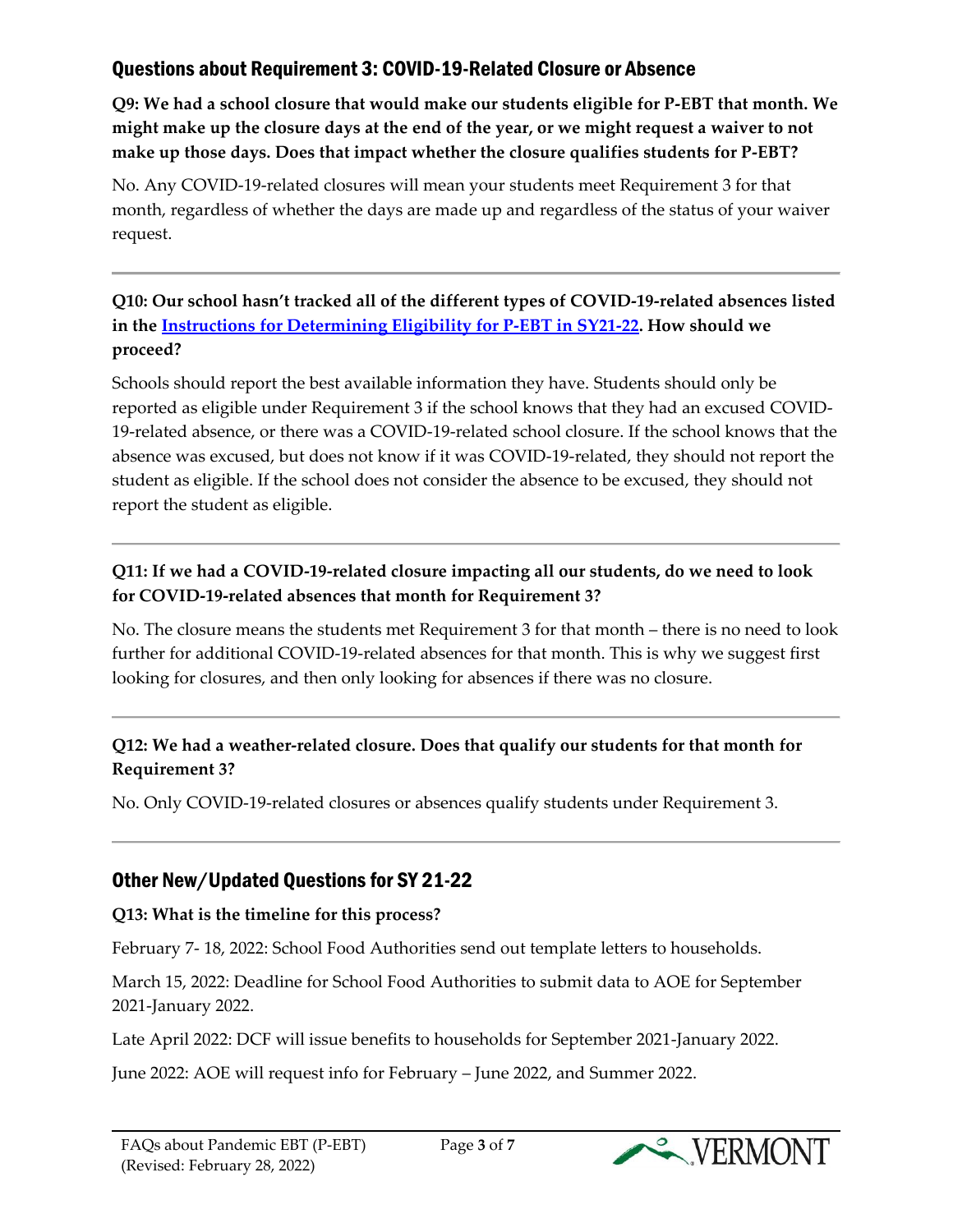## Questions about Requirement 3: COVID-19-Related Closure or Absence

**Q9: We had a school closure that would make our students eligible for P-EBT that month. We might make up the closure days at the end of the year, or we might request a waiver to not make up those days. Does that impact whether the closure qualifies students for P-EBT?**

No. Any COVID-19-related closures will mean your students meet Requirement 3 for that month, regardless of whether the days are made up and regardless of the status of your waiver request.

---

**Q10: Our school hasn't tracked all of the different types of COVID-19-related absences listed in the Instructions for Determining Eligibility for P-EBT in SY21-22. How should we proceed?**

Schools should report the best available information they have. Students should only be reported as eligible under Requirement 3 if the school knows that they had an excused COVID-19-related absence, or there was a COVID-19-related school closure. If the school knows that the absence was excused, but does not know if it was COVID-19-related, they should not report the student as eligible. If the school does not consider the absence to be excused, they should not report the student as eligible.

---

**Q11: If we had a COVID-19-related closure impacting all our students, do we need to look for COVID-19-related absences that month for Requirement 3?**

No. The closure means the students met Requirement 3 for that month – there is no need to look further for additional COVID-19-related absences for that month. This is why we suggest first looking for closures, and then only looking for absences if there was no closure.

---

**Q12: We had a weather-related closure. Does that qualify our students for that month for Requirement 3?**

No. Only COVID-19-related closures or absences qualify students under Requirement 3.

---

## Other New/Updated Questions for SY 21-22

**Q13: What is the timeline for this process?**

February 7- 18, 2022: School Food Authorities send out template letters to households.

March 15, 2022: Deadline for School Food Authorities to submit data to AOE for September 2021-January 2022.

Late April 2022: DCF will issue benefits to households for September 2021-January 2022.

June 2022: AOE will request info for February – June 2022, and Summer 2022.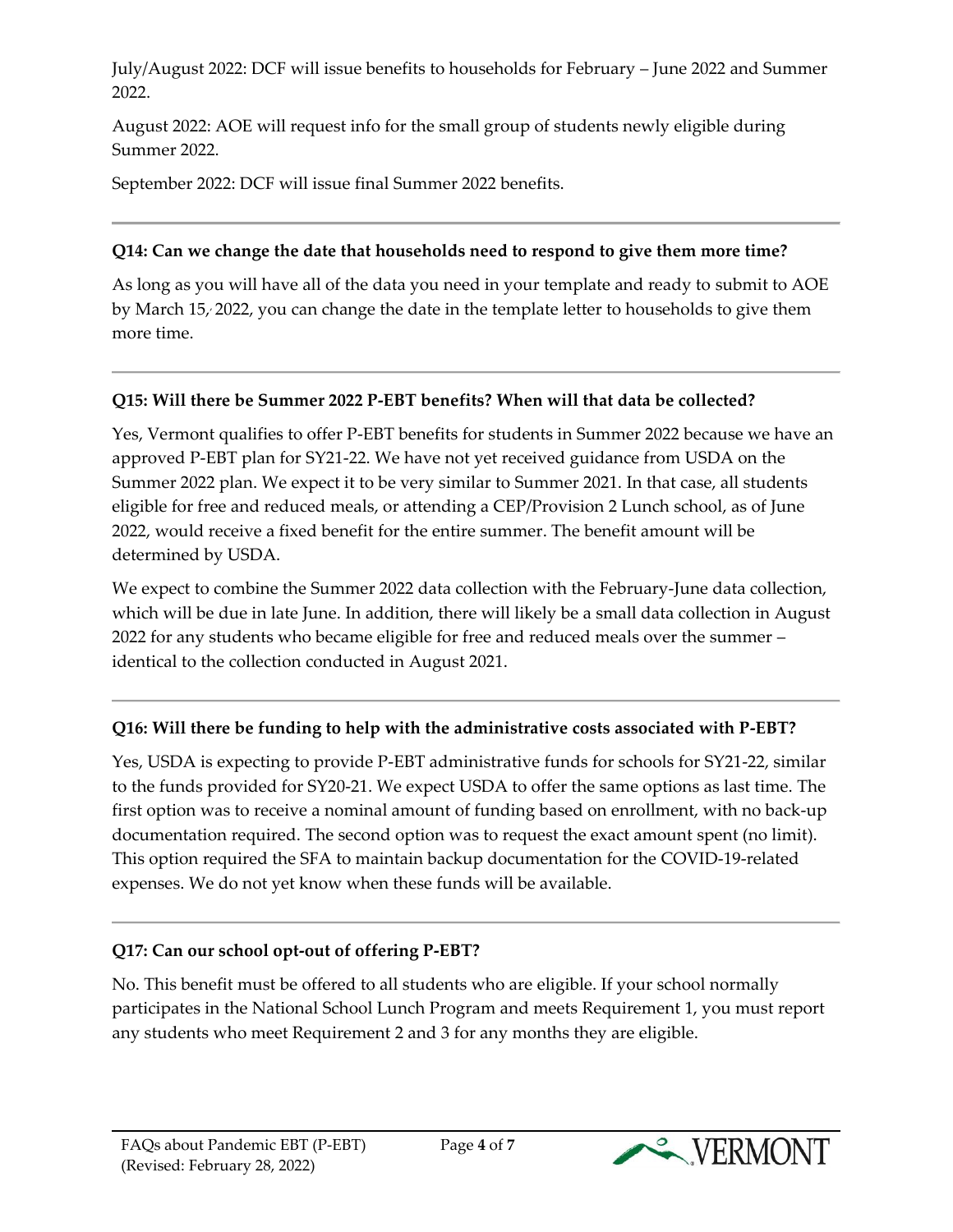July/August 2022: DCF will issue benefits to households for February – June 2022 and Summer 2022.

August 2022: AOE will request info for the small group of students newly eligible during Summer 2022.

September 2022: DCF will issue final Summer 2022 benefits.

---

**Q14: Can we change the date that households need to respond to give them more time?**

As long as you will have all of the data you need in your template and ready to submit to AOE by March 15, 2022, you can change the date in the template letter to households to give them more time.

---

**Q15: Will there be Summer 2022 P-EBT benefits? When will that data be collected?**

Yes, Vermont qualifies to offer P-EBT benefits for students in Summer 2022 because we have an approved P-EBT plan for SY21-22. We have not yet received guidance from USDA on the Summer 2022 plan. We expect it to be very similar to Summer 2021. In that case, all students eligible for free and reduced meals, or attending a CEP/Provision 2 Lunch school, as of June 2022, would receive a fixed benefit for the entire summer. The benefit amount will be determined by USDA.

We expect to combine the Summer 2022 data collection with the February-June data collection, which will be due in late June. In addition, there will likely be a small data collection in August 2022 for any students who became eligible for free and reduced meals over the summer – identical to the collection conducted in August 2021.

---

**Q16: Will there be funding to help with the administrative costs associated with P-EBT?**

Yes, USDA is expecting to provide P-EBT administrative funds for schools for SY21-22, similar to the funds provided for SY20-21. We expect USDA to offer the same options as last time. The first option was to receive a nominal amount of funding based on enrollment, with no back-up documentation required. The second option was to request the exact amount spent (no limit). This option required the SFA to maintain backup documentation for the COVID-19-related expenses. We do not yet know when these funds will be available.

---

**Q17: Can our school opt-out of offering P-EBT?**

No. This benefit must be offered to all students who are eligible. If your school normally participates in the National School Lunch Program and meets Requirement 1, you must report any students who meet Requirement 2 and 3 for any months they are eligible.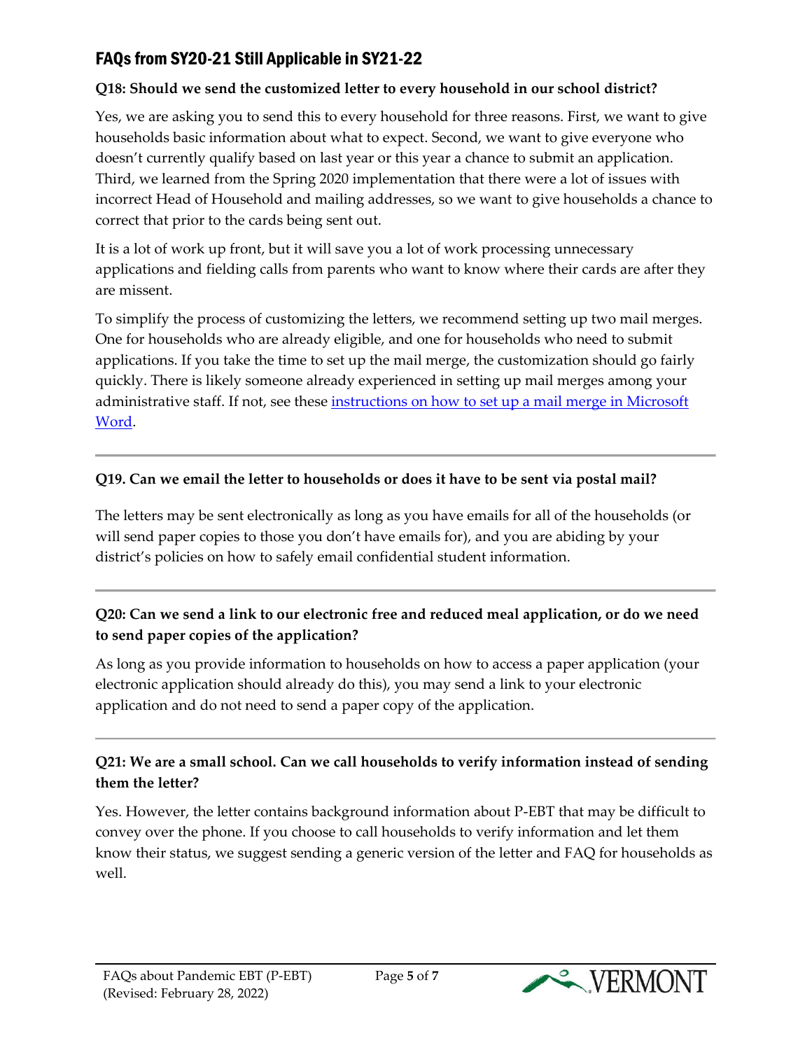## FAQs from SY20-21 Still Applicable in SY21-22

**Q18: Should we send the customized letter to every household in our school district?**

Yes, we are asking you to send this to every household for three reasons. First, we want to give households basic information about what to expect. Second, we want to give everyone who doesn't currently qualify based on last year or this year a chance to submit an application. Third, we learned from the Spring 2020 implementation that there were a lot of issues with incorrect Head of Household and mailing addresses, so we want to give households a chance to correct that prior to the cards being sent out.

It is a lot of work up front, but it will save you a lot of work processing unnecessary applications and fielding calls from parents who want to know where their cards are after they are missent.

To simplify the process of customizing the letters, we recommend setting up two mail merges. One for households who are already eligible, and one for households who need to submit applications. If you take the time to set up the mail merge, the customization should go fairly quickly. There is likely someone already experienced in setting up mail merges among your administrative staff. If not, see these instructions on how to set up a mail merge in Microsoft Word.

---

**Q19. Can we email the letter to households or does it have to be sent via postal mail?**

The letters may be sent electronically as long as you have emails for all of the households (or will send paper copies to those you don't have emails for), and you are abiding by your district's policies on how to safely email confidential student information.

---

**Q20: Can we send a link to our electronic free and reduced meal application, or do we need to send paper copies of the application?**

As long as you provide information to households on how to access a paper application (your electronic application should already do this), you may send a link to your electronic application and do not need to send a paper copy of the application.

---

**Q21: We are a small school. Can we call households to verify information instead of sending them the letter?**

Yes. However, the letter contains background information about P-EBT that may be difficult to convey over the phone. If you choose to call households to verify information and let them know their status, we suggest sending a generic version of the letter and FAQ for households as well.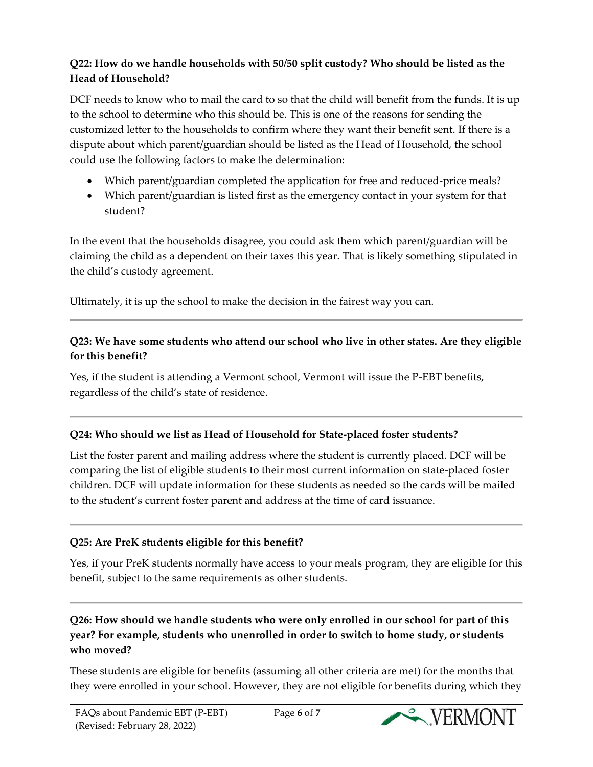**Q22: How do we handle households with 50/50 split custody? Who should be listed as the Head of Household?**

DCF needs to know who to mail the card to so that the child will benefit from the funds. It is up to the school to determine who this should be. This is one of the reasons for sending the customized letter to the households to confirm where they want their benefit sent. If there is a dispute about which parent/guardian should be listed as the Head of Household, the school could use the following factors to make the determination:

- Which parent/guardian completed the application for free and reduced-price meals?
- Which parent/guardian is listed first as the emergency contact in your system for that student?

In the event that the households disagree, you could ask them which parent/guardian will be claiming the child as a dependent on their taxes this year. That is likely something stipulated in the child's custody agreement.

Ultimately, it is up the school to make the decision in the fairest way you can.

---

**Q23: We have some students who attend our school who live in other states. Are they eligible for this benefit?**

Yes, if the student is attending a Vermont school, Vermont will issue the P-EBT benefits, regardless of the child's state of residence.

---

**Q24: Who should we list as Head of Household for State-placed foster students?**

List the foster parent and mailing address where the student is currently placed. DCF will be comparing the list of eligible students to their most current information on state-placed foster children. DCF will update information for these students as needed so the cards will be mailed to the student's current foster parent and address at the time of card issuance.

---

**Q25: Are PreK students eligible for this benefit?**

Yes, if your PreK students normally have access to your meals program, they are eligible for this benefit, subject to the same requirements as other students.

---

**Q26: How should we handle students who were only enrolled in our school for part of this year? For example, students who unenrolled in order to switch to home study, or students who moved?**

These students are eligible for benefits (assuming all other criteria are met) for the months that they were enrolled in your school. However, they are not eligible for benefits during which they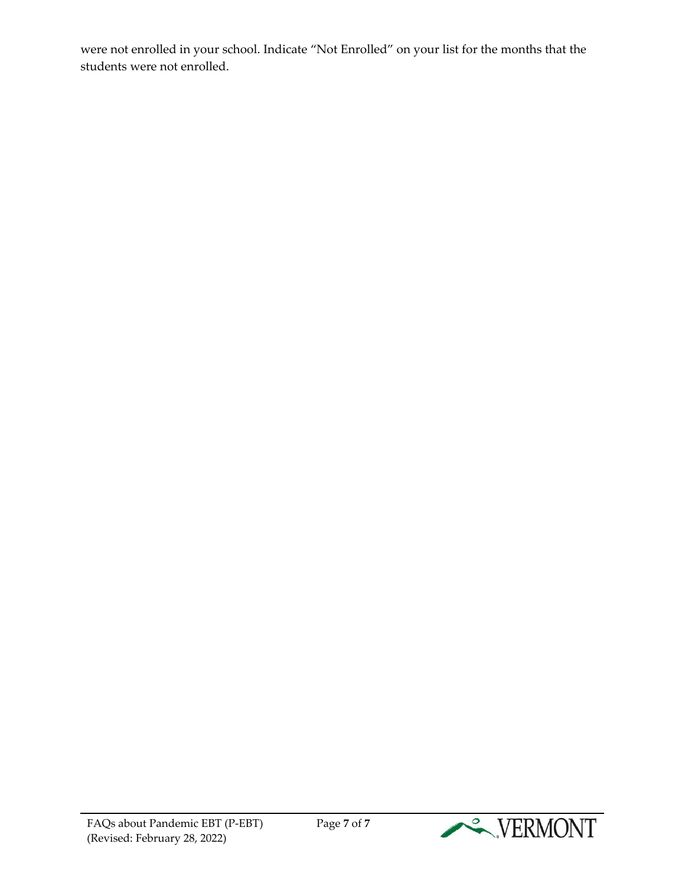were not enrolled in your school. Indicate "Not Enrolled" on your list for the months that the students were not enrolled.